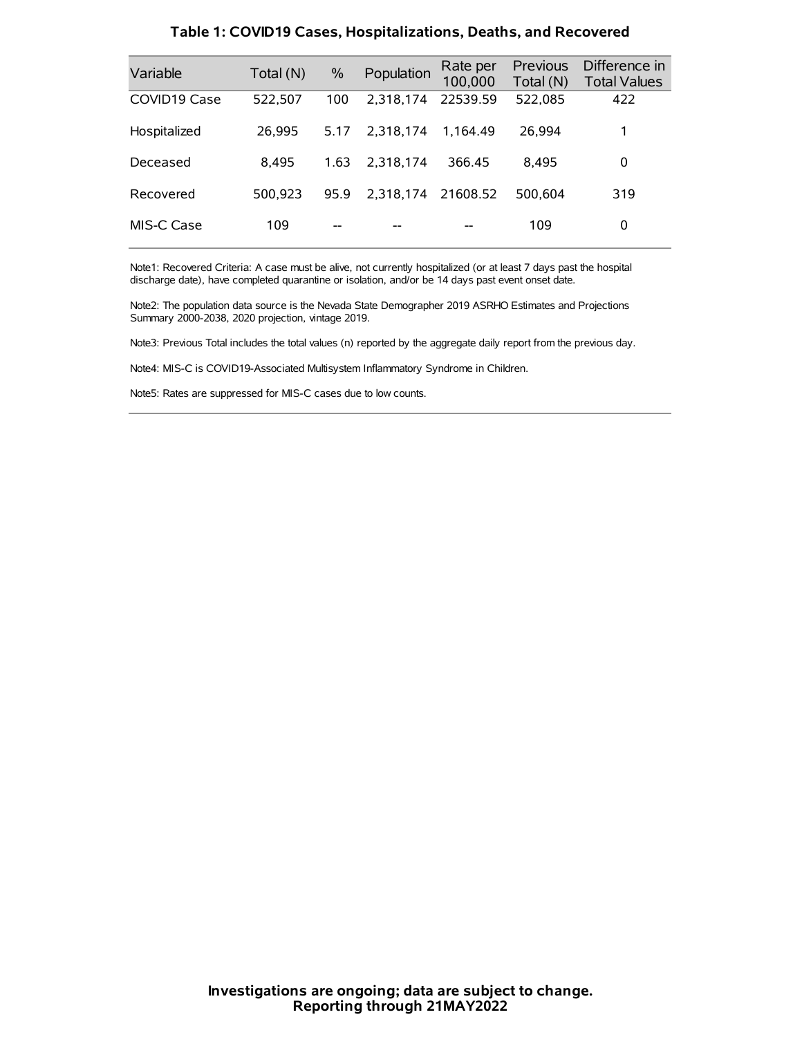**Table 1: COVID19 Cases, Hospitalizations, Deaths, and Recovered**

| Variable | Total (N) | % | Population | Rate per 100,000 | Previous Total (N) | Difference in Total Values |
|---|---|---|---|---|---|---|
| COVID19 Case | 522,507 | 100 | 2,318,174 | 22539.59 | 522,085 | 422 |
| Hospitalized | 26,995 | 5.17 | 2,318,174 | 1,164.49 | 26,994 | 1 |
| Deceased | 8,495 | 1.63 | 2,318,174 | 366.45 | 8,495 | 0 |
| Recovered | 500,923 | 95.9 | 2,318,174 | 21608.52 | 500,604 | 319 |
| MIS-C Case | 109 | -- | -- | -- | 109 | 0 |

Note1: Recovered Criteria: A case must be alive, not currently hospitalized (or at least 7 days past the hospital discharge date), have completed quarantine or isolation, and/or be 14 days past event onset date.

Note2: The population data source is the Nevada State Demographer 2019 ASRHO Estimates and Projections Summary 2000-2038, 2020 projection, vintage 2019.

Note3: Previous Total includes the total values (n) reported by the aggregate daily report from the previous day.

Note4: MIS-C is COVID19-Associated Multisystem Inflammatory Syndrome in Children.

Note5: Rates are suppressed for MIS-C cases due to low counts.

**Investigations are ongoing; data are subject to change.**
**Reporting through 21MAY2022**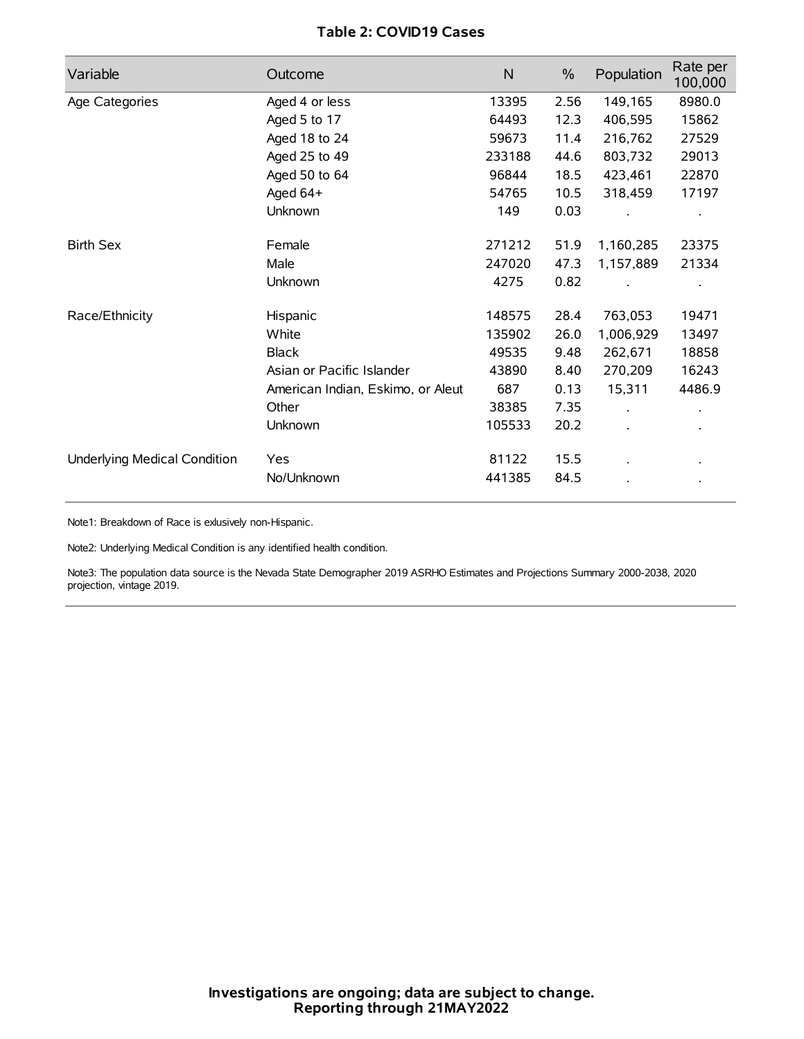**Table 2: COVID19 Cases**

| Variable | Outcome | N | % | Population | Rate per 100,000 |
|---|---|---|---|---|---|
| Age Categories | Aged 4 or less | 13395 | 2.56 | 149,165 | 8980.0 |
| | Aged 5 to 17 | 64493 | 12.3 | 406,595 | 15862 |
| | Aged 18 to 24 | 59673 | 11.4 | 216,762 | 27529 |
| | Aged 25 to 49 | 233188 | 44.6 | 803,732 | 29013 |
| | Aged 50 to 64 | 96844 | 18.5 | 423,461 | 22870 |
| | Aged 64+ | 54765 | 10.5 | 318,459 | 17197 |
| | Unknown | 149 | 0.03 | . | . |
| Birth Sex | Female | 271212 | 51.9 | 1,160,285 | 23375 |
| | Male | 247020 | 47.3 | 1,157,889 | 21334 |
| | Unknown | 4275 | 0.82 | . | . |
| Race/Ethnicity | Hispanic | 148575 | 28.4 | 763,053 | 19471 |
| | White | 135902 | 26.0 | 1,006,929 | 13497 |
| | Black | 49535 | 9.48 | 262,671 | 18858 |
| | Asian or Pacific Islander | 43890 | 8.40 | 270,209 | 16243 |
| | American Indian, Eskimo, or Aleut | 687 | 0.13 | 15,311 | 4486.9 |
| | Other | 38385 | 7.35 | . | . |
| | Unknown | 105533 | 20.2 | . | . |
| Underlying Medical Condition | Yes | 81122 | 15.5 | . | . |
| | No/Unknown | 441385 | 84.5 | . | . |

Note1: Breakdown of Race is exlusively non-Hispanic.

Note2: Underlying Medical Condition is any identified health condition.

Note3: The population data source is the Nevada State Demographer 2019 ASRHO Estimates and Projections Summary 2000-2038, 2020 projection, vintage 2019.

**Investigations are ongoing; data are subject to change.**
**Reporting through 21MAY2022**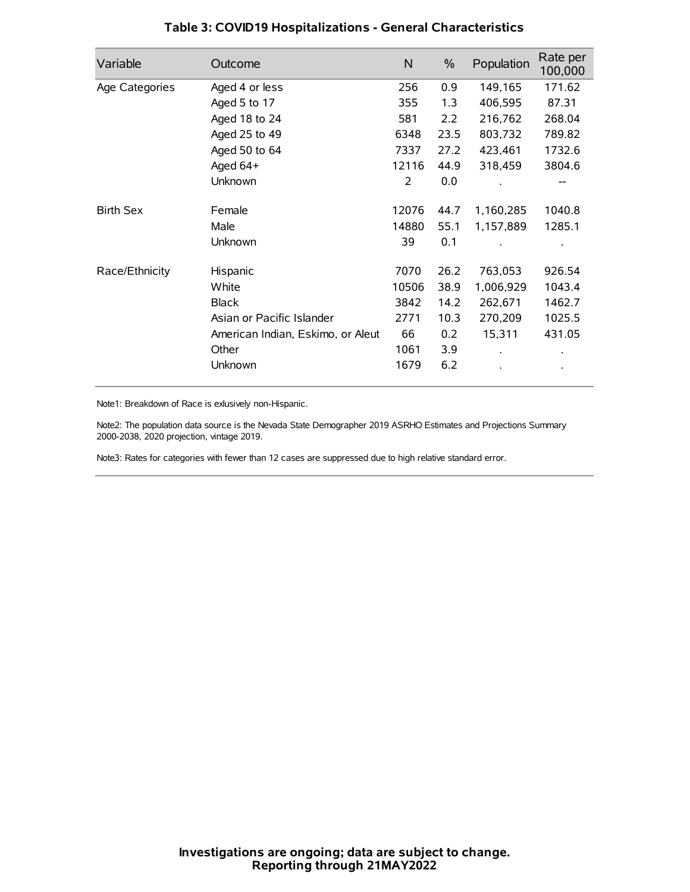# Table 3: COVID19 Hospitalizations - General Characteristics

| Variable | Outcome | N | % | Population | Rate per 100,000 |
|---|---|---|---|---|---|
| Age Categories | Aged 4 or less | 256 | 0.9 | 149,165 | 171.62 |
| | Aged 5 to 17 | 355 | 1.3 | 406,595 | 87.31 |
| | Aged 18 to 24 | 581 | 2.2 | 216,762 | 268.04 |
| | Aged 25 to 49 | 6348 | 23.5 | 803,732 | 789.82 |
| | Aged 50 to 64 | 7337 | 27.2 | 423,461 | 1732.6 |
| | Aged 64+ | 12116 | 44.9 | 318,459 | 3804.6 |
| | Unknown | 2 | 0.0 | . | -- |
| Birth Sex | Female | 12076 | 44.7 | 1,160,285 | 1040.8 |
| | Male | 14880 | 55.1 | 1,157,889 | 1285.1 |
| | Unknown | 39 | 0.1 | . | . |
| Race/Ethnicity | Hispanic | 7070 | 26.2 | 763,053 | 926.54 |
| | White | 10506 | 38.9 | 1,006,929 | 1043.4 |
| | Black | 3842 | 14.2 | 262,671 | 1462.7 |
| | Asian or Pacific Islander | 2771 | 10.3 | 270,209 | 1025.5 |
| | American Indian, Eskimo, or Aleut | 66 | 0.2 | 15,311 | 431.05 |
| | Other | 1061 | 3.9 | . | . |
| | Unknown | 1679 | 6.2 | . | . |

Note1: Breakdown of Race is exlusively non-Hispanic.

Note2: The population data source is the Nevada State Demographer 2019 ASRHO Estimates and Projections Summary 2000-2038, 2020 projection, vintage 2019.

Note3: Rates for categories with fewer than 12 cases are suppressed due to high relative standard error.

**Investigations are ongoing; data are subject to change.**
**Reporting through 21MAY2022**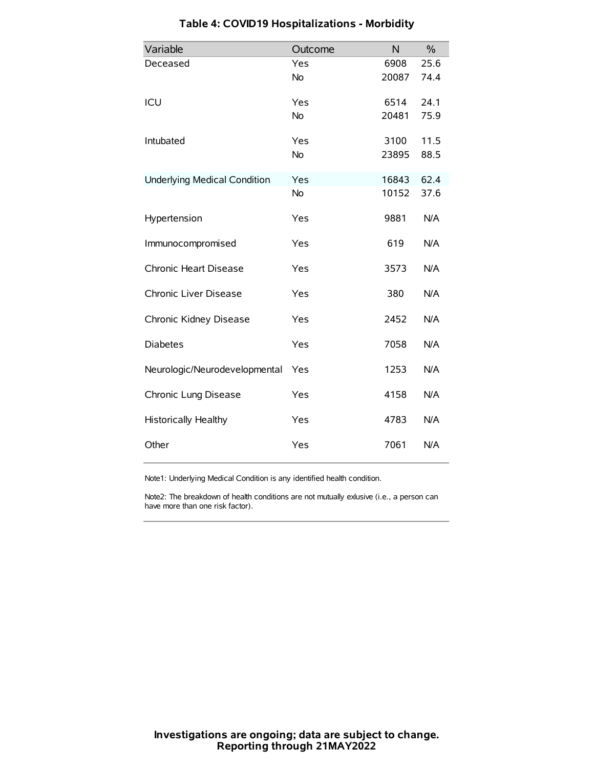### Table 4: COVID19 Hospitalizations - Morbidity

| Variable | Outcome | N | % |
| --- | --- | --- | --- |
| Deceased | Yes | 6908 | 25.6 |
| | No | 20087 | 74.4 |
| ICU | Yes | 6514 | 24.1 |
| | No | 20481 | 75.9 |
| Intubated | Yes | 3100 | 11.5 |
| | No | 23895 | 88.5 |
| Underlying Medical Condition | Yes | 16843 | 62.4 |
| | No | 10152 | 37.6 |
| Hypertension | Yes | 9881 | N/A |
| Immunocompromised | Yes | 619 | N/A |
| Chronic Heart Disease | Yes | 3573 | N/A |
| Chronic Liver Disease | Yes | 380 | N/A |
| Chronic Kidney Disease | Yes | 2452 | N/A |
| Diabetes | Yes | 7058 | N/A |
| Neurologic/Neurodevelopmental | Yes | 1253 | N/A |
| Chronic Lung Disease | Yes | 4158 | N/A |
| Historically Healthy | Yes | 4783 | N/A |
| Other | Yes | 7061 | N/A |

Note1: Underlying Medical Condition is any identified health condition.

Note2: The breakdown of health conditions are not mutually exlusive (i.e., a person can have more than one risk factor).

**Investigations are ongoing; data are subject to change.**
**Reporting through 21MAY2022**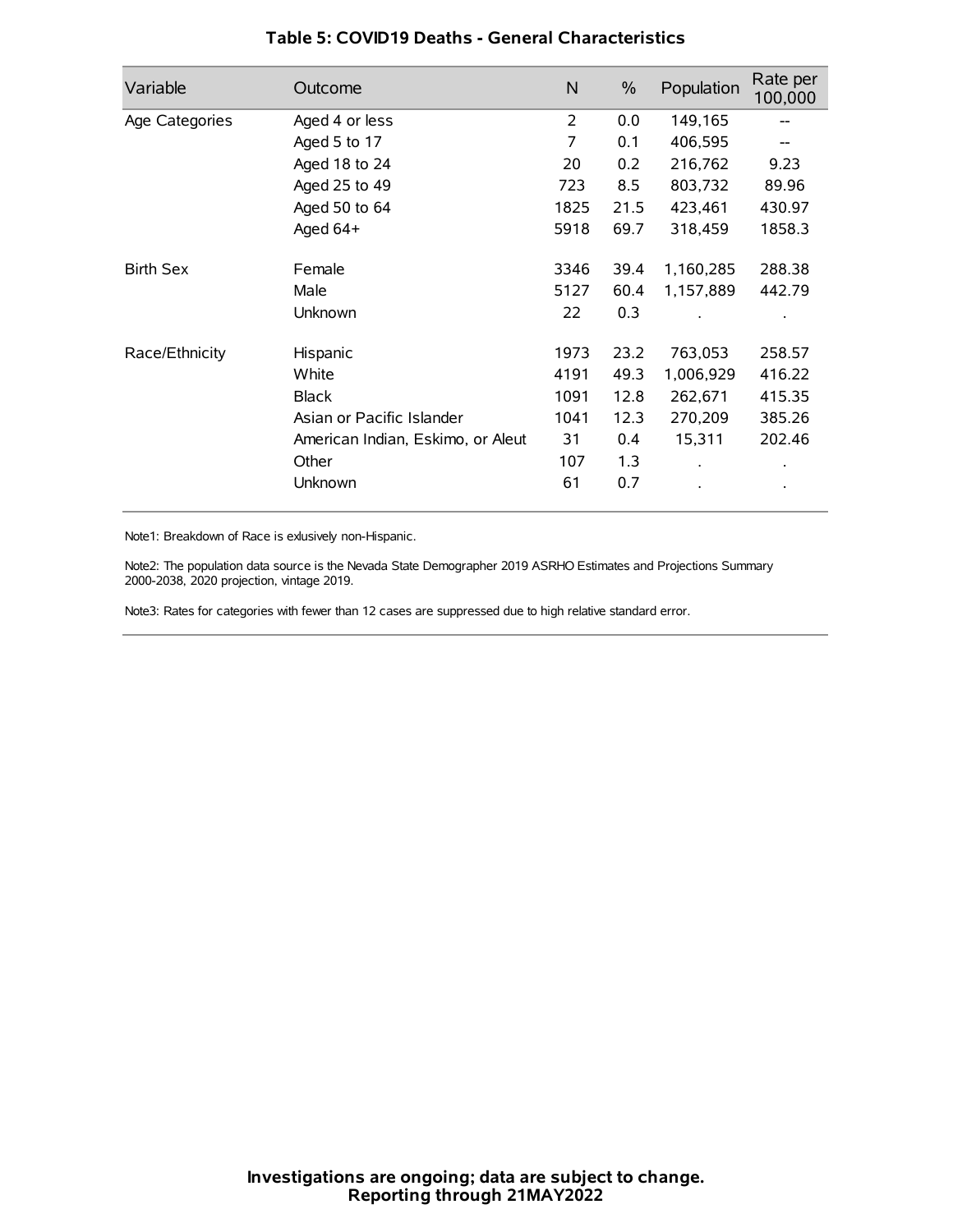# Table 5: COVID19 Deaths - General Characteristics

| Variable | Outcome | N | % | Population | Rate per 100,000 |
|---|---|---|---|---|---|
| Age Categories | Aged 4 or less | 2 | 0.0 | 149,165 | -- |
| | Aged 5 to 17 | 7 | 0.1 | 406,595 | -- |
| | Aged 18 to 24 | 20 | 0.2 | 216,762 | 9.23 |
| | Aged 25 to 49 | 723 | 8.5 | 803,732 | 89.96 |
| | Aged 50 to 64 | 1825 | 21.5 | 423,461 | 430.97 |
| | Aged 64+ | 5918 | 69.7 | 318,459 | 1858.3 |
| Birth Sex | Female | 3346 | 39.4 | 1,160,285 | 288.38 |
| | Male | 5127 | 60.4 | 1,157,889 | 442.79 |
| | Unknown | 22 | 0.3 | . | . |
| Race/Ethnicity | Hispanic | 1973 | 23.2 | 763,053 | 258.57 |
| | White | 4191 | 49.3 | 1,006,929 | 416.22 |
| | Black | 1091 | 12.8 | 262,671 | 415.35 |
| | Asian or Pacific Islander | 1041 | 12.3 | 270,209 | 385.26 |
| | American Indian, Eskimo, or Aleut | 31 | 0.4 | 15,311 | 202.46 |
| | Other | 107 | 1.3 | . | . |
| | Unknown | 61 | 0.7 | . | . |

Note1: Breakdown of Race is exlusively non-Hispanic.

Note2: The population data source is the Nevada State Demographer 2019 ASRHO Estimates and Projections Summary 2000-2038, 2020 projection, vintage 2019.

Note3: Rates for categories with fewer than 12 cases are suppressed due to high relative standard error.

**Investigations are ongoing; data are subject to change.**
**Reporting through 21MAY2022**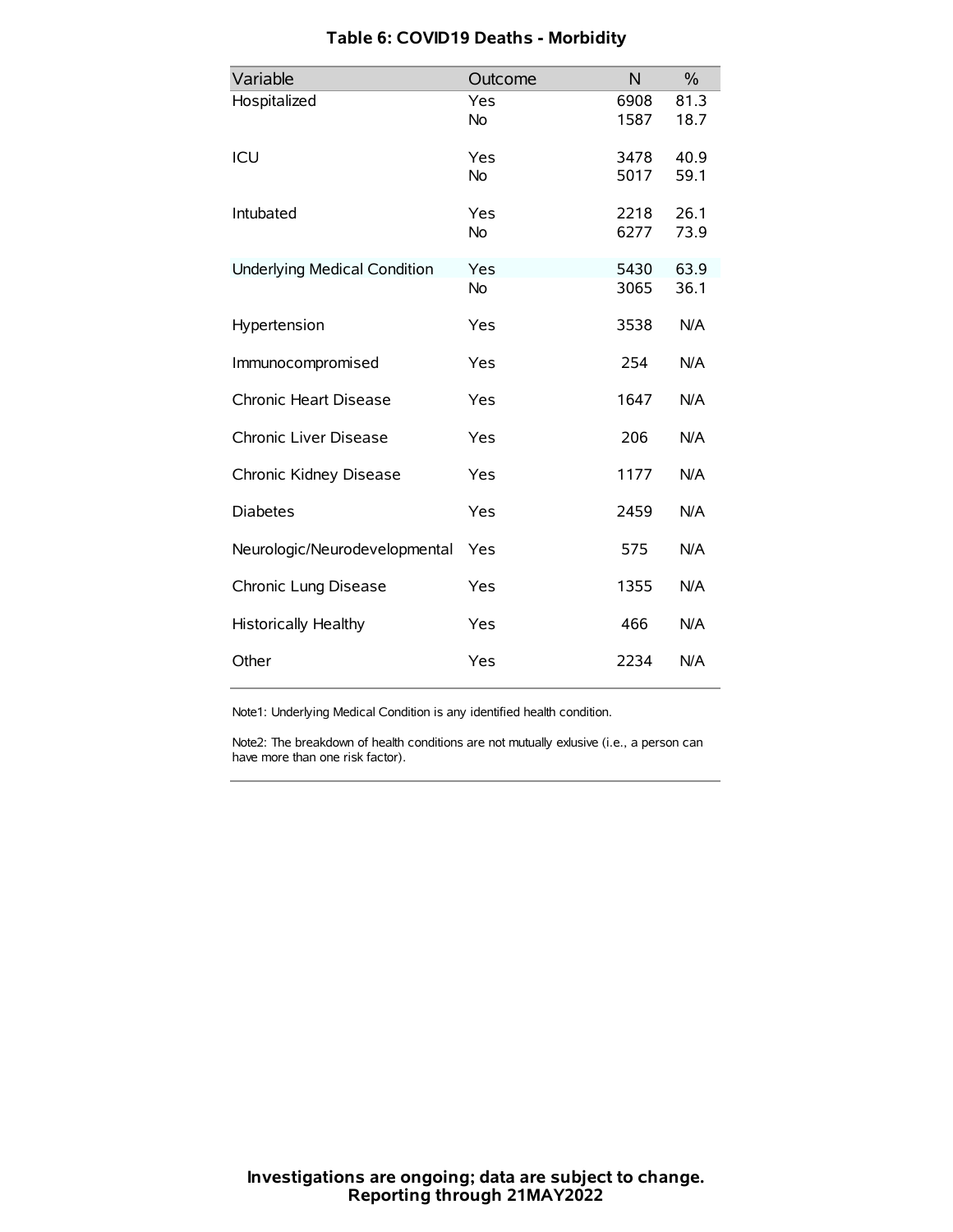## Table 6: COVID19 Deaths - Morbidity

| Variable | Outcome | N | % |
|---|---|---|---|
| Hospitalized | Yes | 6908 | 81.3 |
| | No | 1587 | 18.7 |
| ICU | Yes | 3478 | 40.9 |
| | No | 5017 | 59.1 |
| Intubated | Yes | 2218 | 26.1 |
| | No | 6277 | 73.9 |
| Underlying Medical Condition | Yes | 5430 | 63.9 |
| | No | 3065 | 36.1 |
| Hypertension | Yes | 3538 | N/A |
| Immunocompromised | Yes | 254 | N/A |
| Chronic Heart Disease | Yes | 1647 | N/A |
| Chronic Liver Disease | Yes | 206 | N/A |
| Chronic Kidney Disease | Yes | 1177 | N/A |
| Diabetes | Yes | 2459 | N/A |
| Neurologic/Neurodevelopmental | Yes | 575 | N/A |
| Chronic Lung Disease | Yes | 1355 | N/A |
| Historically Healthy | Yes | 466 | N/A |
| Other | Yes | 2234 | N/A |

Note1: Underlying Medical Condition is any identified health condition.

Note2: The breakdown of health conditions are not mutually exlusive (i.e., a person can have more than one risk factor).

**Investigations are ongoing; data are subject to change.**
**Reporting through 21MAY2022**